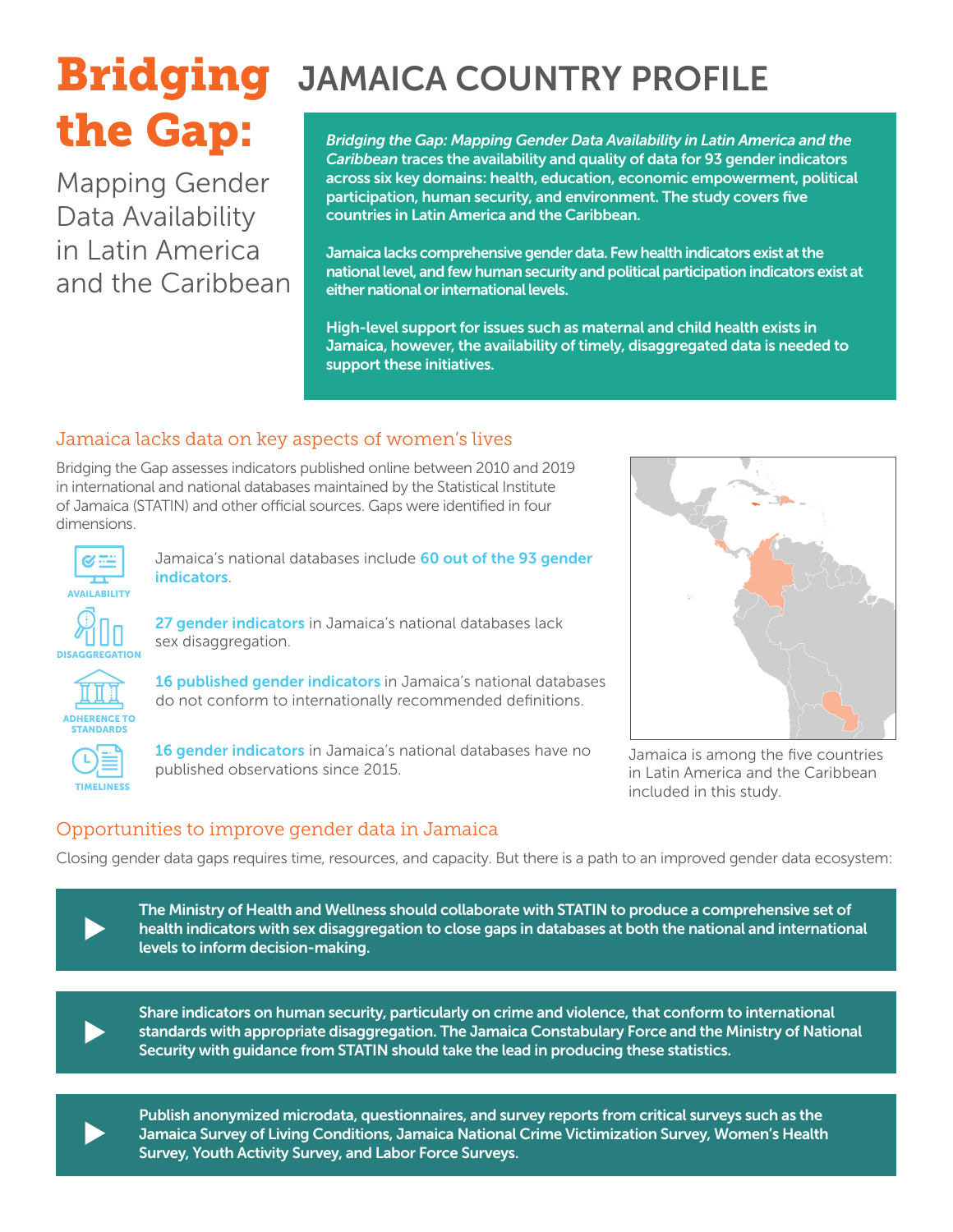# Bridging the Gap:

Mapping Gender Data Availability in Latin America and the Caribbean

# JAMAICA COUNTRY PROFILE

*Bridging the Gap: Mapping Gender Data Availability in Latin America and the Caribbean* traces the availability and quality of data for 93 gender indicators across six key domains: health, education, economic empowerment, political participation, human security, and environment. The study covers five countries in Latin America and the Caribbean.

Jamaica lacks comprehensive gender data. Few health indicators exist at the national level, and few human security and political participation indicators exist at either national or international levels.

High-level support for issues such as maternal and child health exists in Jamaica, however, the availability of timely, disaggregated data is needed to support these initiatives.

## Jamaica lacks data on key aspects of women's lives

Bridging the Gap assesses indicators published online between 2010 and 2019 in international and national databases maintained by the Statistical Institute of Jamaica (STATIN) and other official sources. Gaps were identified in four dimensions.

**AVAILABILITY**: Jamaica's national databases include **60 out of the 93 gender indicators**.

**DISAGGREGATION**: **27 gender indicators** in Jamaica's national databases lack sex disaggregation.

**ADHERENCE TO STANDARDS**: **16 published gender indicators** in Jamaica's national databases do not conform to internationally recommended definitions.

**TIMELINESS**: **16 gender indicators** in Jamaica's national databases have no published observations since 2015.

Jamaica is among the five countries in Latin America and the Caribbean included in this study.

## Opportunities to improve gender data in Jamaica

Closing gender data gaps requires time, resources, and capacity. But there is a path to an improved gender data ecosystem:

- **The Ministry of Health and Wellness should collaborate with STATIN to produce a comprehensive set of health indicators with sex disaggregation to close gaps in databases at both the national and international levels to inform decision-making.**
- **Share indicators on human security, particularly on crime and violence, that conform to international standards with appropriate disaggregation. The Jamaica Constabulary Force and the Ministry of National Security with guidance from STATIN should take the lead in producing these statistics.**
- **Publish anonymized microdata, questionnaires, and survey reports from critical surveys such as the Jamaica Survey of Living Conditions, Jamaica National Crime Victimization Survey, Women's Health Survey, Youth Activity Survey, and Labor Force Surveys.**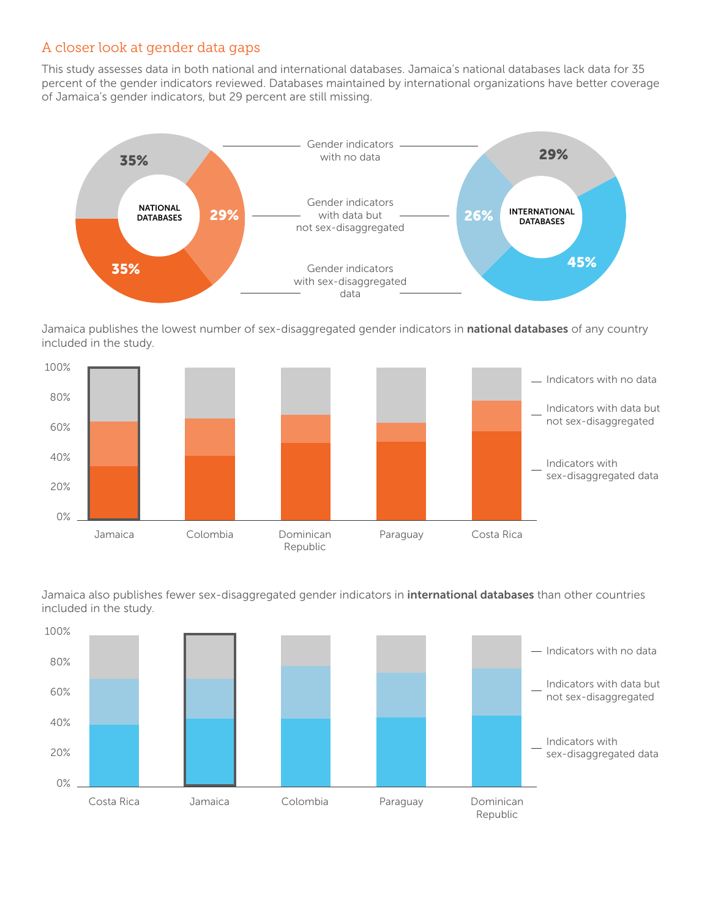## A closer look at gender data gaps

This study assesses data in both national and international databases. Jamaica's national databases lack data for 35 percent of the gender indicators reviewed. Databases maintained by international organizations have better coverage of Jamaica's gender indicators, but 29 percent are still missing.

| | National Databases | International Databases |
|---|---|---|
| Gender indicators with no data | 35% | 29% |
| Gender indicators with data but not sex-disaggregated | 29% | 26% |
| Gender indicators with sex-disaggregated data | 35% | 45% |

Jamaica publishes the lowest number of sex-disaggregated gender indicators in **national databases** of any country included in the study.

Jamaica also publishes fewer sex-disaggregated gender indicators in **international databases** than other countries included in the study.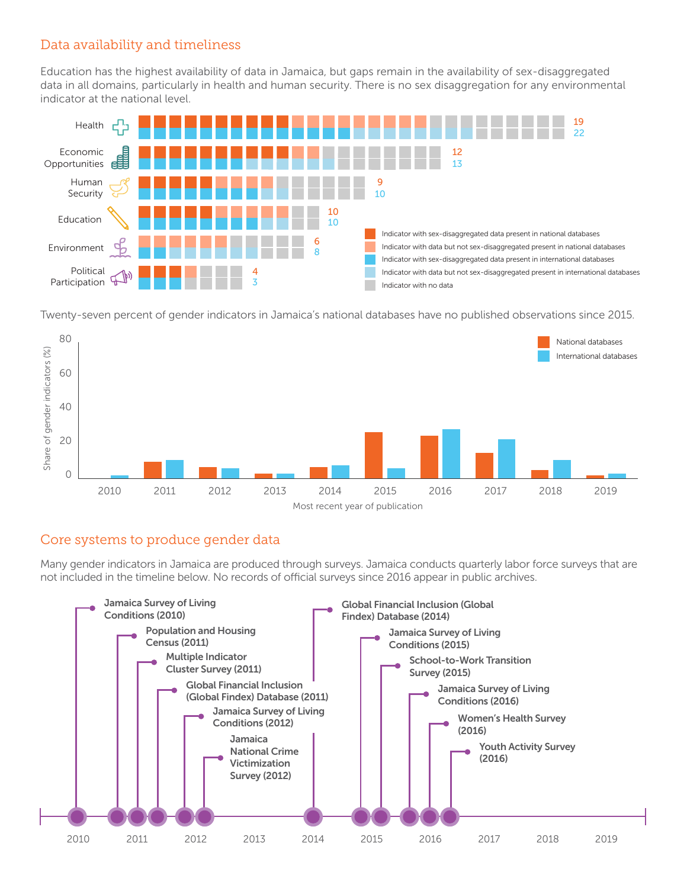## Data availability and timeliness

Education has the highest availability of data in Jamaica, but gaps remain in the availability of sex-disaggregated data in all domains, particularly in health and human security. There is no sex disaggregation for any environmental indicator at the national level.

| Domain | National | International |
|---|---|---|
| Health | 19 | 22 |
| Economic Opportunities | 12 | 13 |
| Human Security | 9 | 10 |
| Education | 10 | 10 |
| Environment | 6 | 8 |
| Political Participation | 4 | 3 |

- Indicator with sex-disaggregated data present in national databases
- Indicator with data but not sex-disaggregated present in national databases
- Indicator with sex-disaggregated data present in international databases
- Indicator with data but not sex-disaggregated present in international databases
- Indicator with no data

Twenty-seven percent of gender indicators in Jamaica's national databases have no published observations since 2015.

Share of gender indicators (%) by most recent year of publication: National databases; International databases (years 2010–2019).

## Core systems to produce gender data

Many gender indicators in Jamaica are produced through surveys. Jamaica conducts quarterly labor force surveys that are not included in the timeline below. No records of official surveys since 2016 appear in public archives.

- Jamaica Survey of Living Conditions (2010)
- Population and Housing Census (2011)
- Multiple Indicator Cluster Survey (2011)
- Global Financial Inclusion (Global Findex) Database (2011)
- Jamaica Survey of Living Conditions (2012)
- Jamaica National Crime Victimization Survey (2012)
- Global Financial Inclusion (Global Findex) Database (2014)
- Jamaica Survey of Living Conditions (2015)
- School-to-Work Transition Survey (2015)
- Jamaica Survey of Living Conditions (2016)
- Women's Health Survey (2016)
- Youth Activity Survey (2016)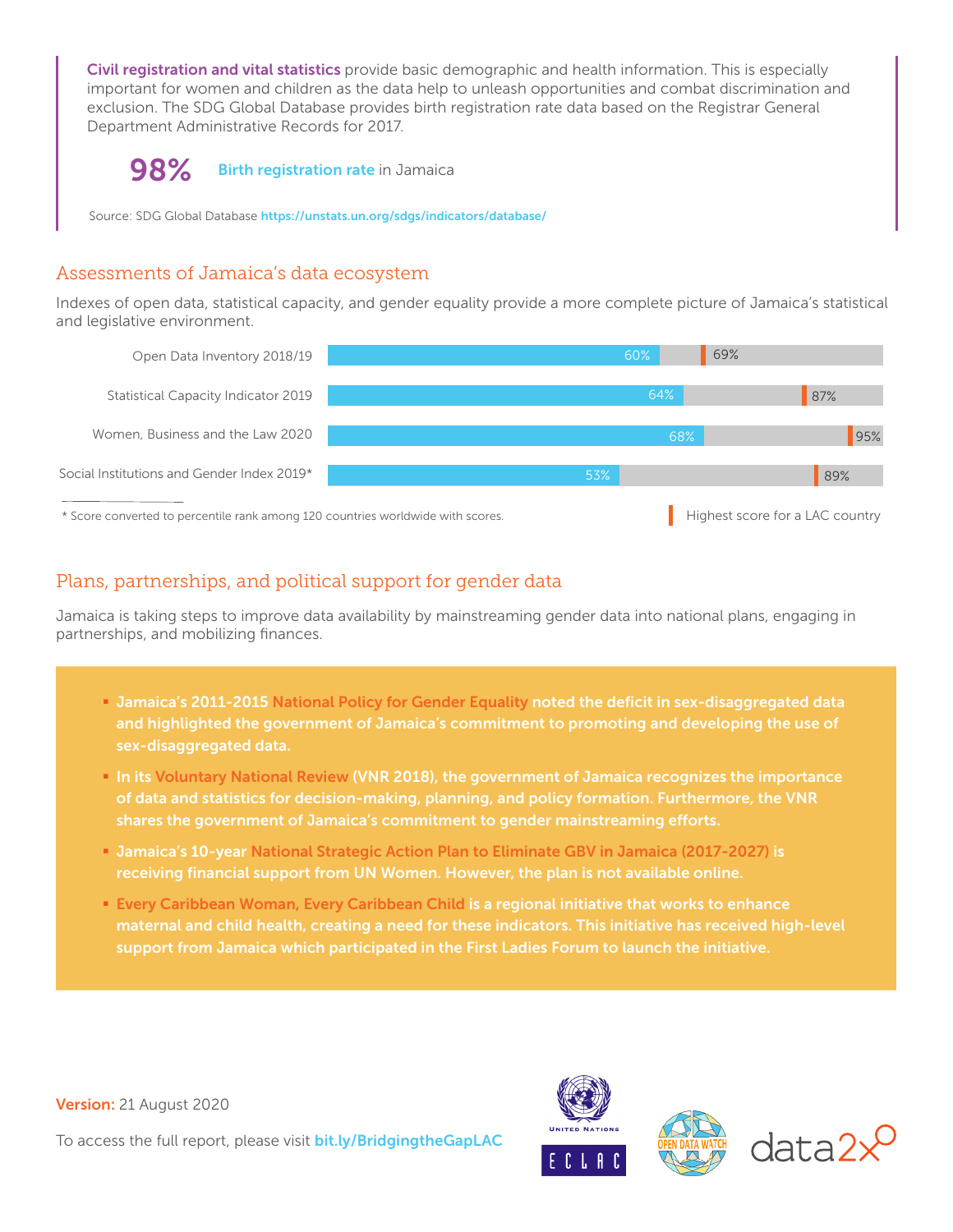**Civil registration and vital statistics** provide basic demographic and health information. This is especially important for women and children as the data help to unleash opportunities and combat discrimination and exclusion. The SDG Global Database provides birth registration rate data based on the Registrar General Department Administrative Records for 2017.

**98%** **Birth registration rate** in Jamaica

Source: SDG Global Database https://unstats.un.org/sdgs/indicators/database/

## Assessments of Jamaica's data ecosystem

Indexes of open data, statistical capacity, and gender equality provide a more complete picture of Jamaica's statistical and legislative environment.

Open Data Inventory 2018/19
60%
69%

Statistical Capacity Indicator 2019
64%
87%

Women, Business and the Law 2020
68%
95%

Social Institutions and Gender Index 2019*
53%
89%

\* Score converted to percentile rank among 120 countries worldwide with scores.

Highest score for a LAC country

## Plans, partnerships, and political support for gender data

Jamaica is taking steps to improve data availability by mainstreaming gender data into national plans, engaging in partnerships, and mobilizing finances.

- **Jamaica's 2011-2015 National Policy for Gender Equality noted the deficit in sex-disaggregated data and highlighted the government of Jamaica's commitment to promoting and developing the use of sex-disaggregated data.**
- **In its Voluntary National Review (VNR 2018), the government of Jamaica recognizes the importance of data and statistics for decision-making, planning, and policy formation. Furthermore, the VNR shares the government of Jamaica's commitment to gender mainstreaming efforts.**
- **Jamaica's 10-year National Strategic Action Plan to Eliminate GBV in Jamaica (2017-2027) is receiving financial support from UN Women. However, the plan is not available online.**
- **Every Caribbean Woman, Every Caribbean Child is a regional initiative that works to enhance maternal and child health, creating a need for these indicators. This initiative has received high-level support from Jamaica which participated in the First Ladies Forum to launch the initiative.**

**Version:** 21 August 2020

To access the full report, please visit bit.ly/BridgingtheGapLAC